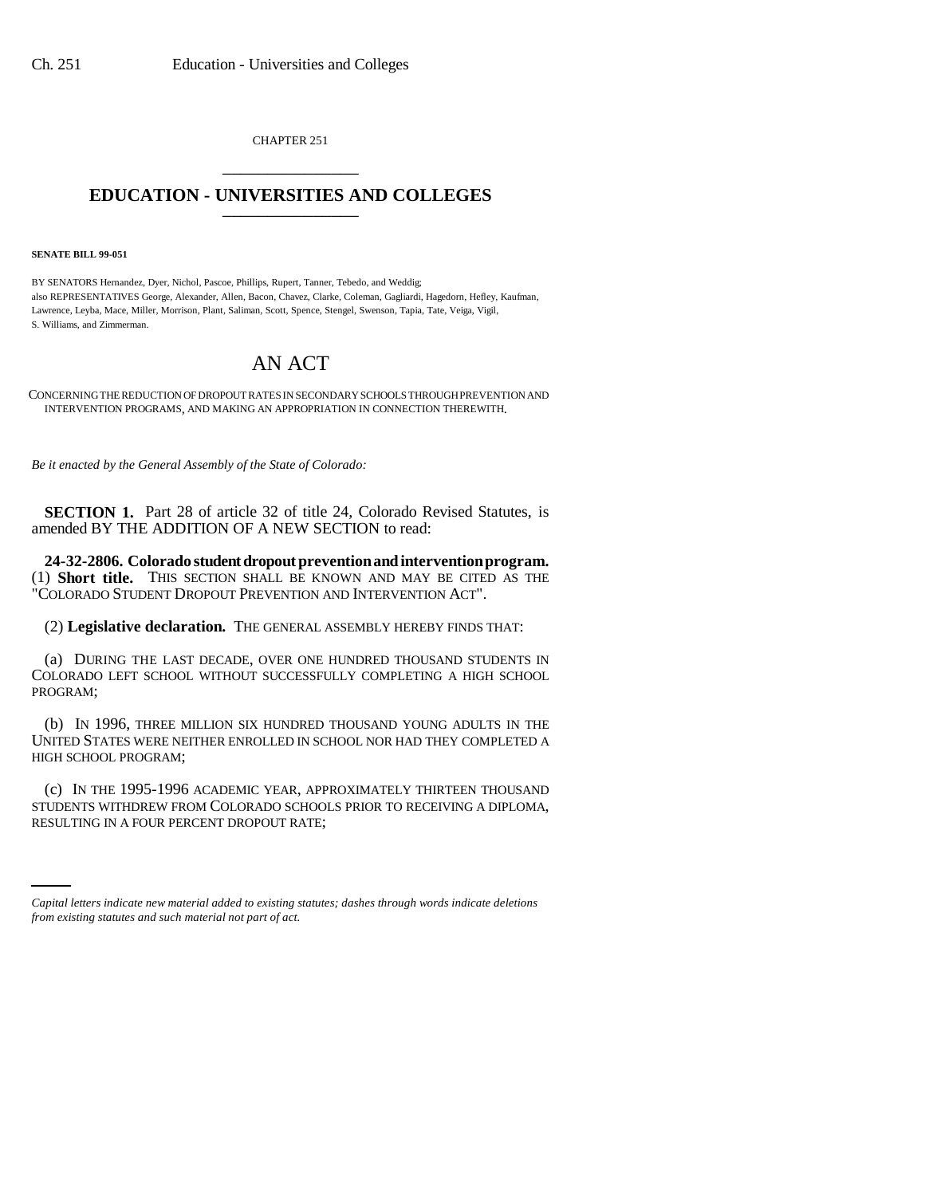CHAPTER 251

# EDUCATION - UNIVERSITIES AND COLLEGES

**SENATE BILL 99-051**

BY SENATORS Hernandez, Dyer, Nichol, Pascoe, Phillips, Rupert, Tanner, Tebedo, and Weddig;
also REPRESENTATIVES George, Alexander, Allen, Bacon, Chavez, Clarke, Coleman, Gagliardi, Hagedorn, Hefley, Kaufman, Lawrence, Leyba, Mace, Miller, Morrison, Plant, Saliman, Scott, Spence, Stengel, Swenson, Tapia, Tate, Veiga, Vigil, S. Williams, and Zimmerman.

# AN ACT

CONCERNING THE REDUCTION OF DROPOUT RATES IN SECONDARY SCHOOLS THROUGH PREVENTION AND INTERVENTION PROGRAMS, AND MAKING AN APPROPRIATION IN CONNECTION THEREWITH.

*Be it enacted by the General Assembly of the State of Colorado:*

**SECTION 1.** Part 28 of article 32 of title 24, Colorado Revised Statutes, is amended BY THE ADDITION OF A NEW SECTION to read:

**24-32-2806. Colorado student dropout prevention and intervention program.** (1) **Short title.** THIS SECTION SHALL BE KNOWN AND MAY BE CITED AS THE "COLORADO STUDENT DROPOUT PREVENTION AND INTERVENTION ACT".

(2) **Legislative declaration.** THE GENERAL ASSEMBLY HEREBY FINDS THAT:

(a) DURING THE LAST DECADE, OVER ONE HUNDRED THOUSAND STUDENTS IN COLORADO LEFT SCHOOL WITHOUT SUCCESSFULLY COMPLETING A HIGH SCHOOL PROGRAM;

(b) IN 1996, THREE MILLION SIX HUNDRED THOUSAND YOUNG ADULTS IN THE UNITED STATES WERE NEITHER ENROLLED IN SCHOOL NOR HAD THEY COMPLETED A HIGH SCHOOL PROGRAM;

(c) IN THE 1995-1996 ACADEMIC YEAR, APPROXIMATELY THIRTEEN THOUSAND STUDENTS WITHDREW FROM COLORADO SCHOOLS PRIOR TO RECEIVING A DIPLOMA, RESULTING IN A FOUR PERCENT DROPOUT RATE;

*Capital letters indicate new material added to existing statutes; dashes through words indicate deletions from existing statutes and such material not part of act.*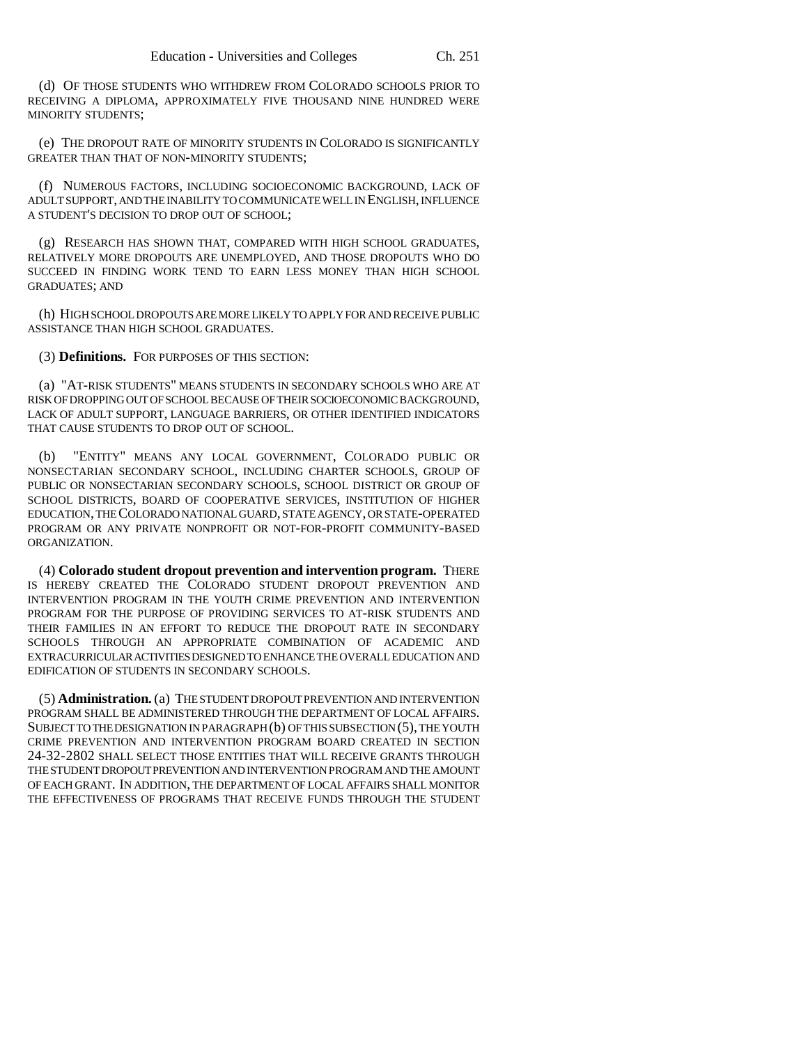(d) OF THOSE STUDENTS WHO WITHDREW FROM COLORADO SCHOOLS PRIOR TO RECEIVING A DIPLOMA, APPROXIMATELY FIVE THOUSAND NINE HUNDRED WERE MINORITY STUDENTS;

(e) THE DROPOUT RATE OF MINORITY STUDENTS IN COLORADO IS SIGNIFICANTLY GREATER THAN THAT OF NON-MINORITY STUDENTS;

(f) NUMEROUS FACTORS, INCLUDING SOCIOECONOMIC BACKGROUND, LACK OF ADULT SUPPORT, AND THE INABILITY TO COMMUNICATE WELL IN ENGLISH, INFLUENCE A STUDENT'S DECISION TO DROP OUT OF SCHOOL;

(g) RESEARCH HAS SHOWN THAT, COMPARED WITH HIGH SCHOOL GRADUATES, RELATIVELY MORE DROPOUTS ARE UNEMPLOYED, AND THOSE DROPOUTS WHO DO SUCCEED IN FINDING WORK TEND TO EARN LESS MONEY THAN HIGH SCHOOL GRADUATES; AND

(h) HIGH SCHOOL DROPOUTS ARE MORE LIKELY TO APPLY FOR AND RECEIVE PUBLIC ASSISTANCE THAN HIGH SCHOOL GRADUATES.

(3) **Definitions.** FOR PURPOSES OF THIS SECTION:

(a) "AT-RISK STUDENTS" MEANS STUDENTS IN SECONDARY SCHOOLS WHO ARE AT RISK OF DROPPING OUT OF SCHOOL BECAUSE OF THEIR SOCIOECONOMIC BACKGROUND, LACK OF ADULT SUPPORT, LANGUAGE BARRIERS, OR OTHER IDENTIFIED INDICATORS THAT CAUSE STUDENTS TO DROP OUT OF SCHOOL.

(b) "ENTITY" MEANS ANY LOCAL GOVERNMENT, COLORADO PUBLIC OR NONSECTARIAN SECONDARY SCHOOL, INCLUDING CHARTER SCHOOLS, GROUP OF PUBLIC OR NONSECTARIAN SECONDARY SCHOOLS, SCHOOL DISTRICT OR GROUP OF SCHOOL DISTRICTS, BOARD OF COOPERATIVE SERVICES, INSTITUTION OF HIGHER EDUCATION, THE COLORADO NATIONAL GUARD, STATE AGENCY, OR STATE-OPERATED PROGRAM OR ANY PRIVATE NONPROFIT OR NOT-FOR-PROFIT COMMUNITY-BASED ORGANIZATION.

(4) **Colorado student dropout prevention and intervention program.** THERE IS HEREBY CREATED THE COLORADO STUDENT DROPOUT PREVENTION AND INTERVENTION PROGRAM IN THE YOUTH CRIME PREVENTION AND INTERVENTION PROGRAM FOR THE PURPOSE OF PROVIDING SERVICES TO AT-RISK STUDENTS AND THEIR FAMILIES IN AN EFFORT TO REDUCE THE DROPOUT RATE IN SECONDARY SCHOOLS THROUGH AN APPROPRIATE COMBINATION OF ACADEMIC AND EXTRACURRICULAR ACTIVITIES DESIGNED TO ENHANCE THE OVERALL EDUCATION AND EDIFICATION OF STUDENTS IN SECONDARY SCHOOLS.

(5) **Administration.** (a) THE STUDENT DROPOUT PREVENTION AND INTERVENTION PROGRAM SHALL BE ADMINISTERED THROUGH THE DEPARTMENT OF LOCAL AFFAIRS. SUBJECT TO THE DESIGNATION IN PARAGRAPH (b) OF THIS SUBSECTION (5), THE YOUTH CRIME PREVENTION AND INTERVENTION PROGRAM BOARD CREATED IN SECTION 24-32-2802 SHALL SELECT THOSE ENTITIES THAT WILL RECEIVE GRANTS THROUGH THE STUDENT DROPOUT PREVENTION AND INTERVENTION PROGRAM AND THE AMOUNT OF EACH GRANT. IN ADDITION, THE DEPARTMENT OF LOCAL AFFAIRS SHALL MONITOR THE EFFECTIVENESS OF PROGRAMS THAT RECEIVE FUNDS THROUGH THE STUDENT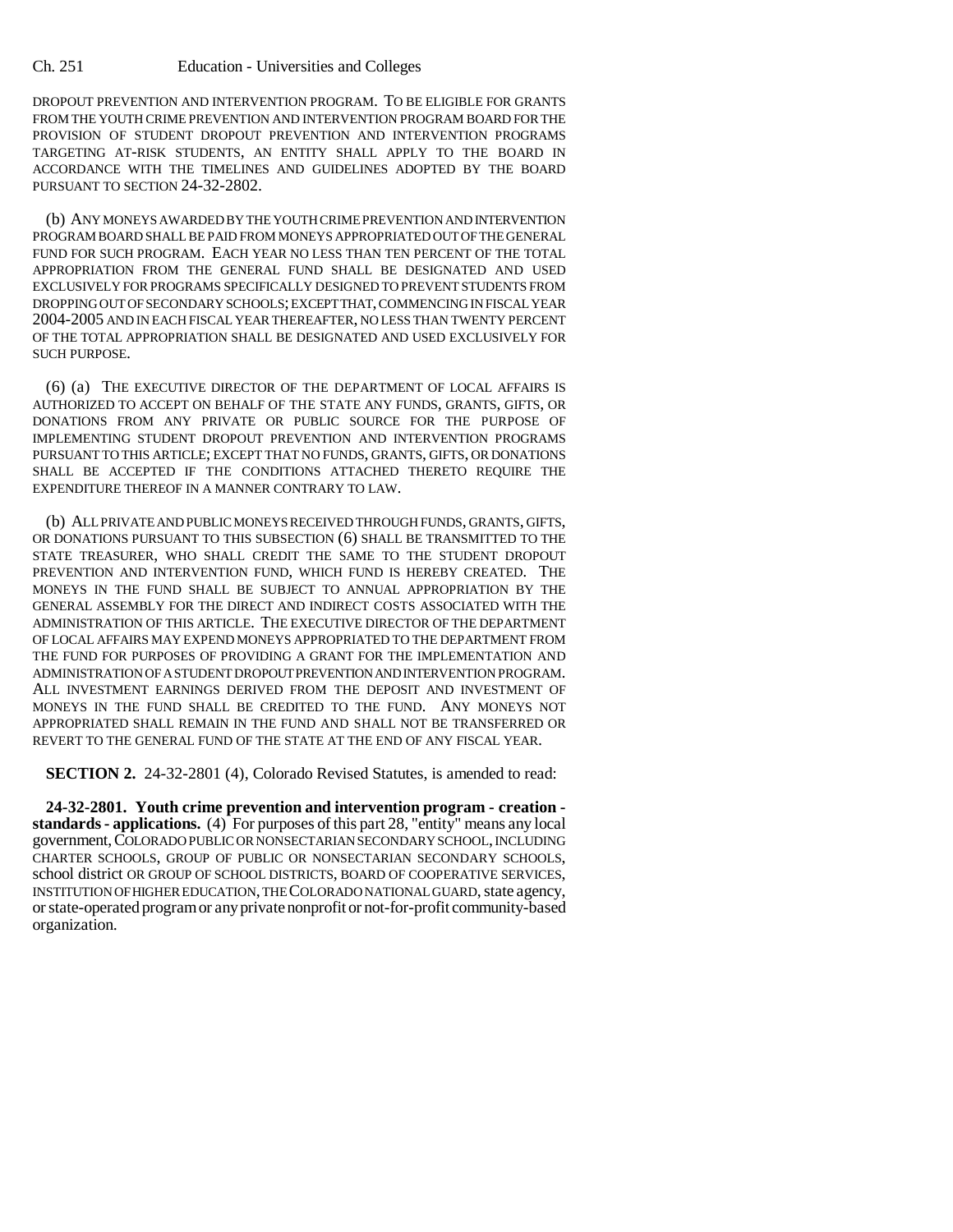DROPOUT PREVENTION AND INTERVENTION PROGRAM. TO BE ELIGIBLE FOR GRANTS FROM THE YOUTH CRIME PREVENTION AND INTERVENTION PROGRAM BOARD FOR THE PROVISION OF STUDENT DROPOUT PREVENTION AND INTERVENTION PROGRAMS TARGETING AT-RISK STUDENTS, AN ENTITY SHALL APPLY TO THE BOARD IN ACCORDANCE WITH THE TIMELINES AND GUIDELINES ADOPTED BY THE BOARD PURSUANT TO SECTION 24-32-2802.

(b) ANY MONEYS AWARDED BY THE YOUTH CRIME PREVENTION AND INTERVENTION PROGRAM BOARD SHALL BE PAID FROM MONEYS APPROPRIATED OUT OF THE GENERAL FUND FOR SUCH PROGRAM. EACH YEAR NO LESS THAN TEN PERCENT OF THE TOTAL APPROPRIATION FROM THE GENERAL FUND SHALL BE DESIGNATED AND USED EXCLUSIVELY FOR PROGRAMS SPECIFICALLY DESIGNED TO PREVENT STUDENTS FROM DROPPING OUT OF SECONDARY SCHOOLS; EXCEPT THAT, COMMENCING IN FISCAL YEAR 2004-2005 AND IN EACH FISCAL YEAR THEREAFTER, NO LESS THAN TWENTY PERCENT OF THE TOTAL APPROPRIATION SHALL BE DESIGNATED AND USED EXCLUSIVELY FOR SUCH PURPOSE.

(6) (a) THE EXECUTIVE DIRECTOR OF THE DEPARTMENT OF LOCAL AFFAIRS IS AUTHORIZED TO ACCEPT ON BEHALF OF THE STATE ANY FUNDS, GRANTS, GIFTS, OR DONATIONS FROM ANY PRIVATE OR PUBLIC SOURCE FOR THE PURPOSE OF IMPLEMENTING STUDENT DROPOUT PREVENTION AND INTERVENTION PROGRAMS PURSUANT TO THIS ARTICLE; EXCEPT THAT NO FUNDS, GRANTS, GIFTS, OR DONATIONS SHALL BE ACCEPTED IF THE CONDITIONS ATTACHED THERETO REQUIRE THE EXPENDITURE THEREOF IN A MANNER CONTRARY TO LAW.

(b) ALL PRIVATE AND PUBLIC MONEYS RECEIVED THROUGH FUNDS, GRANTS, GIFTS, OR DONATIONS PURSUANT TO THIS SUBSECTION (6) SHALL BE TRANSMITTED TO THE STATE TREASURER, WHO SHALL CREDIT THE SAME TO THE STUDENT DROPOUT PREVENTION AND INTERVENTION FUND, WHICH FUND IS HEREBY CREATED. THE MONEYS IN THE FUND SHALL BE SUBJECT TO ANNUAL APPROPRIATION BY THE GENERAL ASSEMBLY FOR THE DIRECT AND INDIRECT COSTS ASSOCIATED WITH THE ADMINISTRATION OF THIS ARTICLE. THE EXECUTIVE DIRECTOR OF THE DEPARTMENT OF LOCAL AFFAIRS MAY EXPEND MONEYS APPROPRIATED TO THE DEPARTMENT FROM THE FUND FOR PURPOSES OF PROVIDING A GRANT FOR THE IMPLEMENTATION AND ADMINISTRATION OF A STUDENT DROPOUT PREVENTION AND INTERVENTION PROGRAM. ALL INVESTMENT EARNINGS DERIVED FROM THE DEPOSIT AND INVESTMENT OF MONEYS IN THE FUND SHALL BE CREDITED TO THE FUND. ANY MONEYS NOT APPROPRIATED SHALL REMAIN IN THE FUND AND SHALL NOT BE TRANSFERRED OR REVERT TO THE GENERAL FUND OF THE STATE AT THE END OF ANY FISCAL YEAR.

**SECTION 2.** 24-32-2801 (4), Colorado Revised Statutes, is amended to read:

**24-32-2801. Youth crime prevention and intervention program - creation - standards - applications.** (4) For purposes of this part 28, "entity" means any local government, COLORADO PUBLIC OR NONSECTARIAN SECONDARY SCHOOL, INCLUDING CHARTER SCHOOLS, GROUP OF PUBLIC OR NONSECTARIAN SECONDARY SCHOOLS, school district OR GROUP OF SCHOOL DISTRICTS, BOARD OF COOPERATIVE SERVICES, INSTITUTION OF HIGHER EDUCATION, THE COLORADO NATIONAL GUARD, state agency, or state-operated program or any private nonprofit or not-for-profit community-based organization.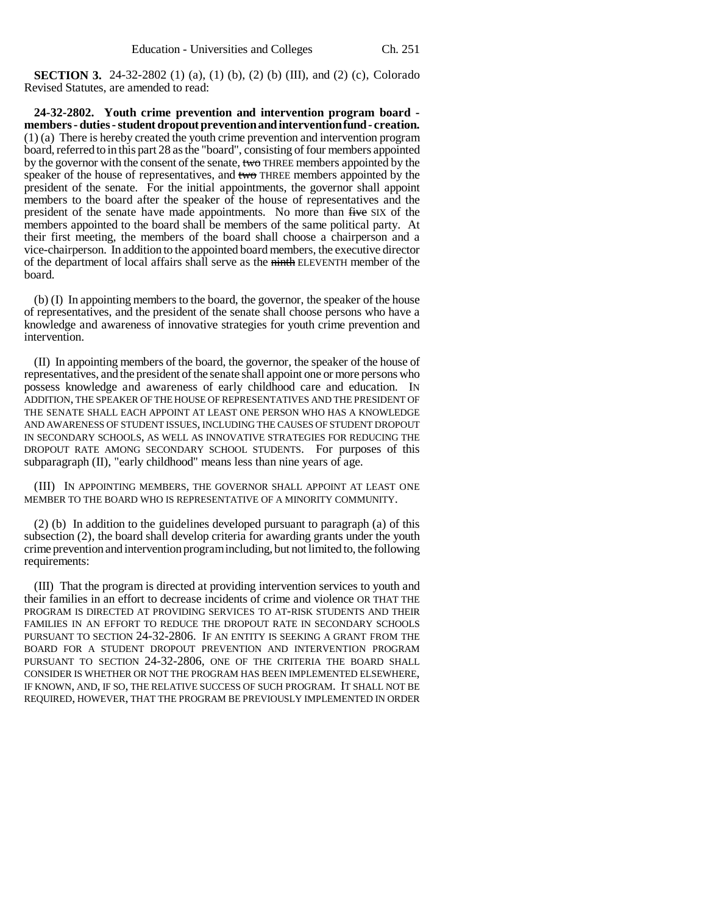**SECTION 3.** 24-32-2802 (1) (a), (1) (b), (2) (b) (III), and (2) (c), Colorado Revised Statutes, are amended to read:

**24-32-2802. Youth crime prevention and intervention program board - members - duties - student dropout prevention and intervention fund - creation.** (1) (a) There is hereby created the youth crime prevention and intervention program board, referred to in this part 28 as the "board", consisting of four members appointed by the governor with the consent of the senate, ~~two~~ THREE members appointed by the speaker of the house of representatives, and ~~two~~ THREE members appointed by the president of the senate. For the initial appointments, the governor shall appoint members to the board after the speaker of the house of representatives and the president of the senate have made appointments. No more than ~~five~~ SIX of the members appointed to the board shall be members of the same political party. At their first meeting, the members of the board shall choose a chairperson and a vice-chairperson. In addition to the appointed board members, the executive director of the department of local affairs shall serve as the ~~ninth~~ ELEVENTH member of the board.

(b) (I) In appointing members to the board, the governor, the speaker of the house of representatives, and the president of the senate shall choose persons who have a knowledge and awareness of innovative strategies for youth crime prevention and intervention.

(II) In appointing members of the board, the governor, the speaker of the house of representatives, and the president of the senate shall appoint one or more persons who possess knowledge and awareness of early childhood care and education. IN ADDITION, THE SPEAKER OF THE HOUSE OF REPRESENTATIVES AND THE PRESIDENT OF THE SENATE SHALL EACH APPOINT AT LEAST ONE PERSON WHO HAS A KNOWLEDGE AND AWARENESS OF STUDENT ISSUES, INCLUDING THE CAUSES OF STUDENT DROPOUT IN SECONDARY SCHOOLS, AS WELL AS INNOVATIVE STRATEGIES FOR REDUCING THE DROPOUT RATE AMONG SECONDARY SCHOOL STUDENTS. For purposes of this subparagraph (II), "early childhood" means less than nine years of age.

(III) IN APPOINTING MEMBERS, THE GOVERNOR SHALL APPOINT AT LEAST ONE MEMBER TO THE BOARD WHO IS REPRESENTATIVE OF A MINORITY COMMUNITY.

(2) (b) In addition to the guidelines developed pursuant to paragraph (a) of this subsection (2), the board shall develop criteria for awarding grants under the youth crime prevention and intervention program including, but not limited to, the following requirements:

(III) That the program is directed at providing intervention services to youth and their families in an effort to decrease incidents of crime and violence OR THAT THE PROGRAM IS DIRECTED AT PROVIDING SERVICES TO AT-RISK STUDENTS AND THEIR FAMILIES IN AN EFFORT TO REDUCE THE DROPOUT RATE IN SECONDARY SCHOOLS PURSUANT TO SECTION 24-32-2806. IF AN ENTITY IS SEEKING A GRANT FROM THE BOARD FOR A STUDENT DROPOUT PREVENTION AND INTERVENTION PROGRAM PURSUANT TO SECTION 24-32-2806, ONE OF THE CRITERIA THE BOARD SHALL CONSIDER IS WHETHER OR NOT THE PROGRAM HAS BEEN IMPLEMENTED ELSEWHERE, IF KNOWN, AND, IF SO, THE RELATIVE SUCCESS OF SUCH PROGRAM. IT SHALL NOT BE REQUIRED, HOWEVER, THAT THE PROGRAM BE PREVIOUSLY IMPLEMENTED IN ORDER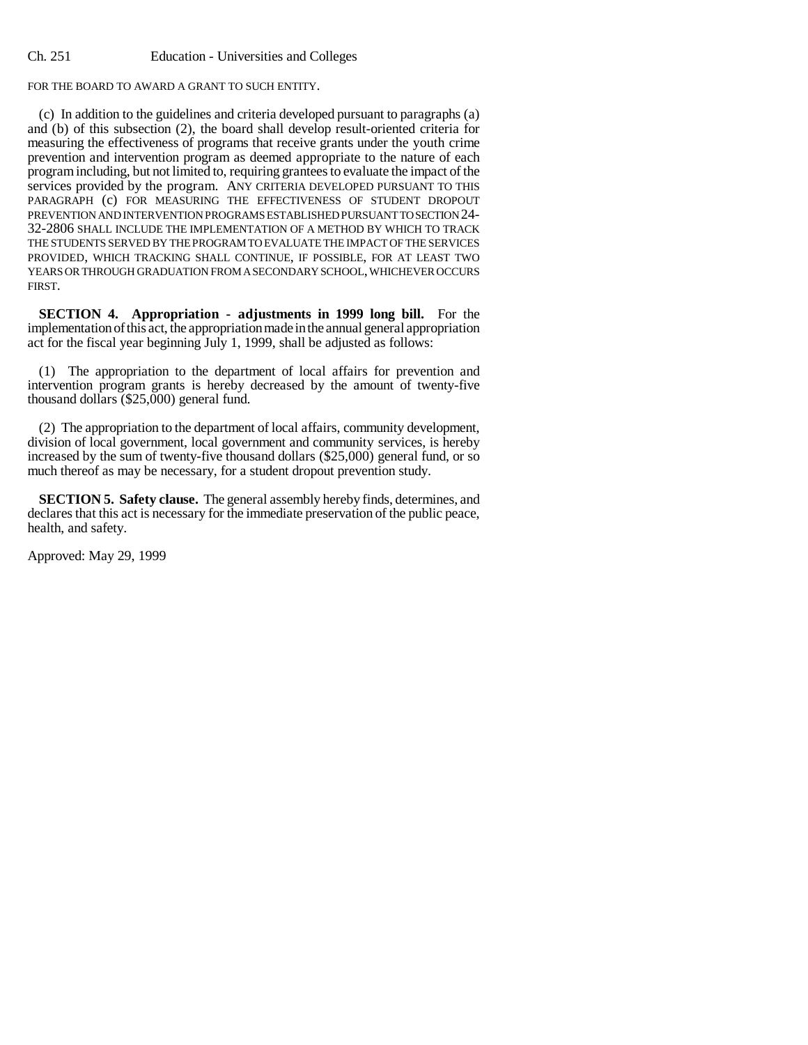FOR THE BOARD TO AWARD A GRANT TO SUCH ENTITY.

(c) In addition to the guidelines and criteria developed pursuant to paragraphs (a) and (b) of this subsection (2), the board shall develop result-oriented criteria for measuring the effectiveness of programs that receive grants under the youth crime prevention and intervention program as deemed appropriate to the nature of each program including, but not limited to, requiring grantees to evaluate the impact of the services provided by the program. ANY CRITERIA DEVELOPED PURSUANT TO THIS PARAGRAPH (c) FOR MEASURING THE EFFECTIVENESS OF STUDENT DROPOUT PREVENTION AND INTERVENTION PROGRAMS ESTABLISHED PURSUANT TO SECTION 24-32-2806 SHALL INCLUDE THE IMPLEMENTATION OF A METHOD BY WHICH TO TRACK THE STUDENTS SERVED BY THE PROGRAM TO EVALUATE THE IMPACT OF THE SERVICES PROVIDED, WHICH TRACKING SHALL CONTINUE, IF POSSIBLE, FOR AT LEAST TWO YEARS OR THROUGH GRADUATION FROM A SECONDARY SCHOOL, WHICHEVER OCCURS FIRST.

**SECTION 4. Appropriation - adjustments in 1999 long bill.** For the implementation of this act, the appropriation made in the annual general appropriation act for the fiscal year beginning July 1, 1999, shall be adjusted as follows:

(1) The appropriation to the department of local affairs for prevention and intervention program grants is hereby decreased by the amount of twenty-five thousand dollars ($25,000) general fund.

(2) The appropriation to the department of local affairs, community development, division of local government, local government and community services, is hereby increased by the sum of twenty-five thousand dollars ($25,000) general fund, or so much thereof as may be necessary, for a student dropout prevention study.

**SECTION 5. Safety clause.** The general assembly hereby finds, determines, and declares that this act is necessary for the immediate preservation of the public peace, health, and safety.

Approved: May 29, 1999